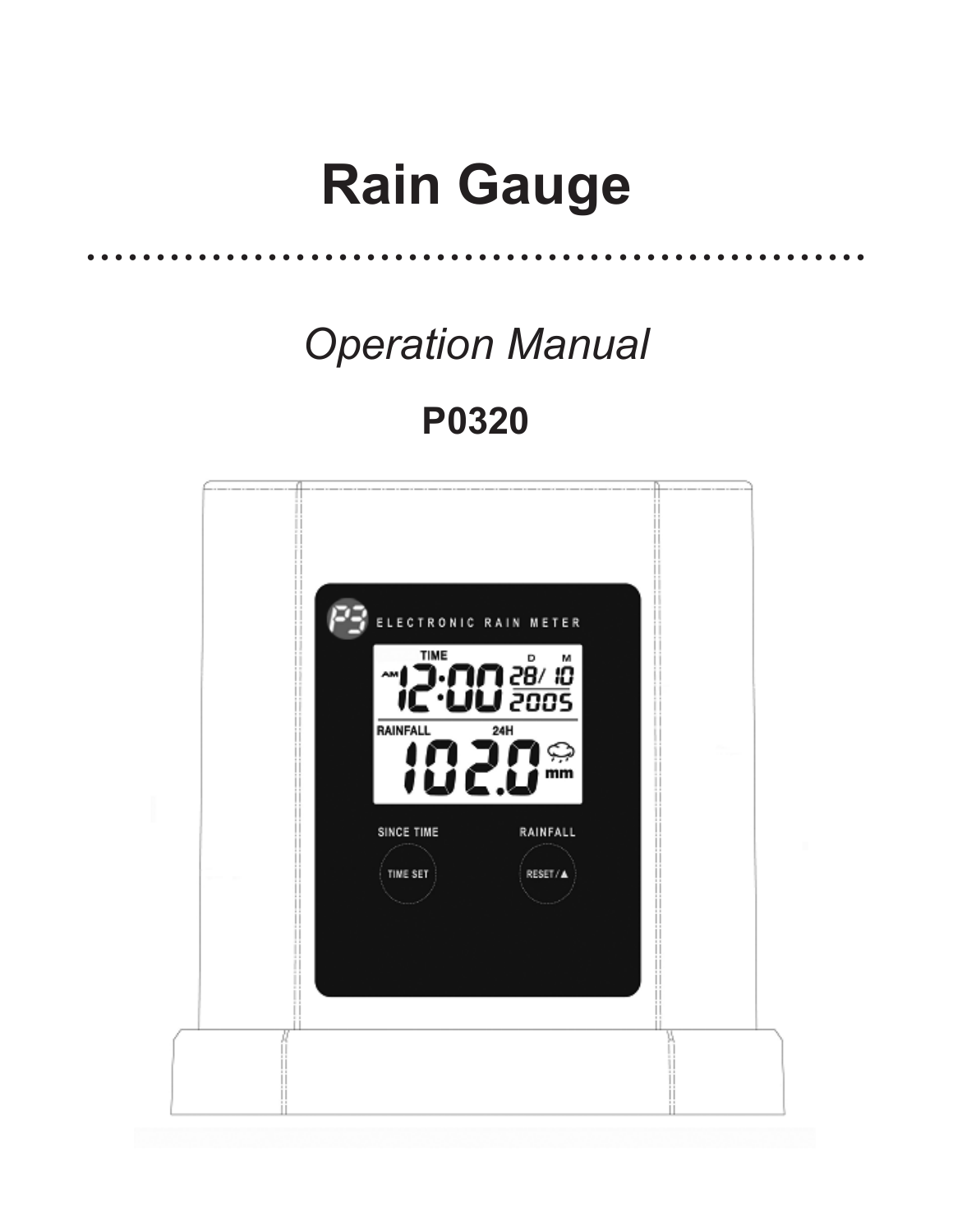# Rain Gauge

*Operation Manual*

**P0320**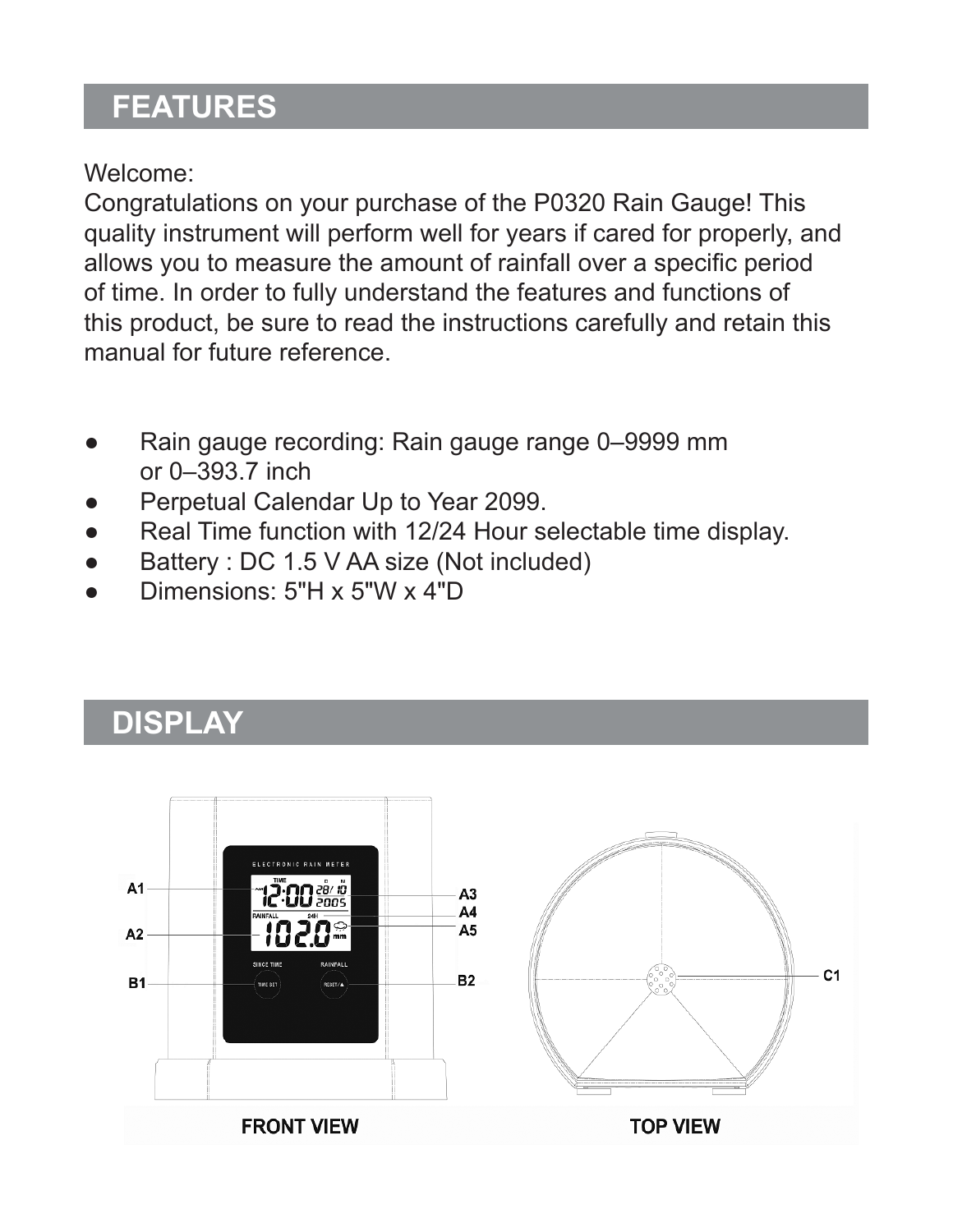## FEATURES

Welcome:
Congratulations on your purchase of the P0320 Rain Gauge! This quality instrument will perform well for years if cared for properly, and allows you to measure the amount of rainfall over a specific period of time. In order to fully understand the features and functions of this product, be sure to read the instructions carefully and retain this manual for future reference.

- Rain gauge recording: Rain gauge range 0–9999 mm or 0–393.7 inch
- Perpetual Calendar Up to Year 2099.
- Real Time function with 12/24 Hour selectable time display.
- Battery : DC 1.5 V AA size (Not included)
- Dimensions: 5"H x 5"W x 4"D

## DISPLAY

A1 A2 B1 A3 A4 A5 B2 C1

FRONT VIEW

TOP VIEW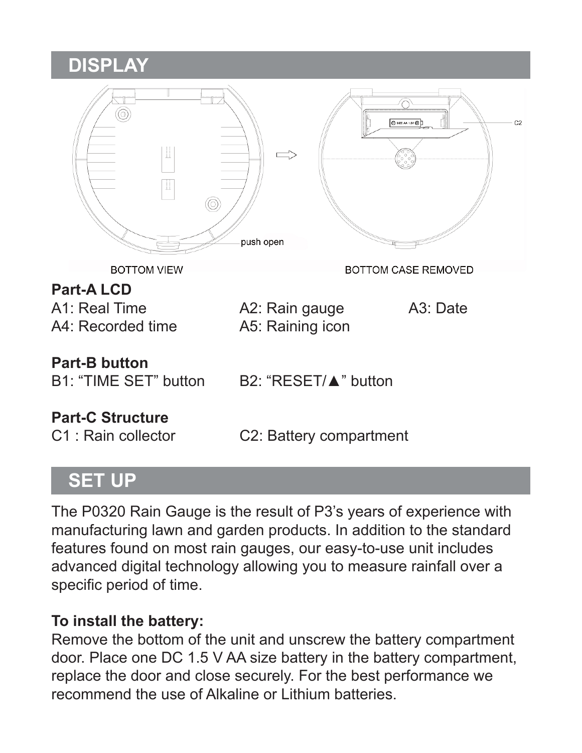## DISPLAY

push open

BOTTOM VIEW

C2

BOTTOM CASE REMOVED

**Part-A LCD**

A1: Real Time
A2: Rain gauge
A3: Date
A4: Recorded time
A5: Raining icon

**Part-B button**

B1: “TIME SET” button
B2: “RESET/▲” button

**Part-C Structure**

C1 : Rain collector
C2: Battery compartment

## SET UP

The P0320 Rain Gauge is the result of P3’s years of experience with manufacturing lawn and garden products. In addition to the standard features found on most rain gauges, our easy-to-use unit includes advanced digital technology allowing you to measure rainfall over a specific period of time.

**To install the battery:**

Remove the bottom of the unit and unscrew the battery compartment door. Place one DC 1.5 V AA size battery in the battery compartment, replace the door and close securely. For the best performance we recommend the use of Alkaline or Lithium batteries.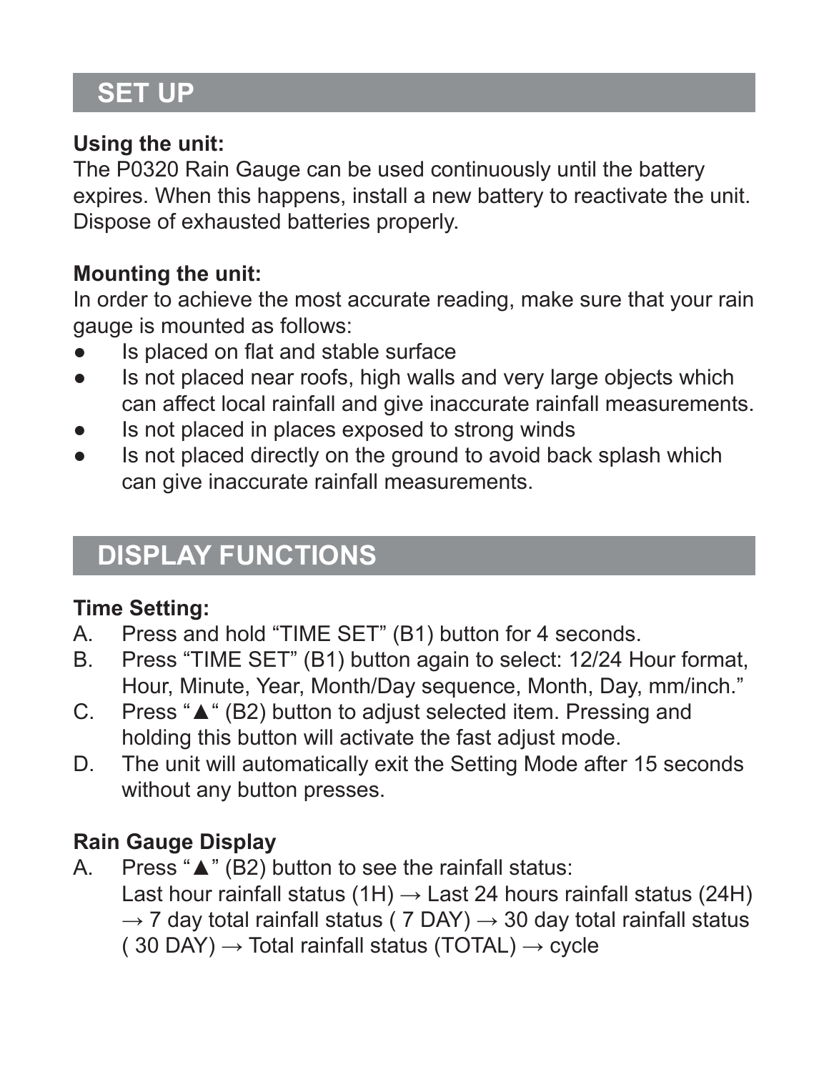## SET UP

**Using the unit:**
The P0320 Rain Gauge can be used continuously until the battery expires. When this happens, install a new battery to reactivate the unit. Dispose of exhausted batteries properly.

**Mounting the unit:**
In order to achieve the most accurate reading, make sure that your rain gauge is mounted as follows:

- Is placed on flat and stable surface
- Is not placed near roofs, high walls and very large objects which can affect local rainfall and give inaccurate rainfall measurements.
- Is not placed in places exposed to strong winds
- Is not placed directly on the ground to avoid back splash which can give inaccurate rainfall measurements.

## DISPLAY FUNCTIONS

**Time Setting:**

A. Press and hold “TIME SET” (B1) button for 4 seconds.
B. Press “TIME SET” (B1) button again to select: 12/24 Hour format, Hour, Minute, Year, Month/Day sequence, Month, Day, mm/inch.”
C. Press “▲“ (B2) button to adjust selected item. Pressing and holding this button will activate the fast adjust mode.
D. The unit will automatically exit the Setting Mode after 15 seconds without any button presses.

**Rain Gauge Display**

A. Press “▲” (B2) button to see the rainfall status:
Last hour rainfall status (1H) → Last 24 hours rainfall status (24H) → 7 day total rainfall status ( 7 DAY) → 30 day total rainfall status ( 30 DAY) → Total rainfall status (TOTAL) → cycle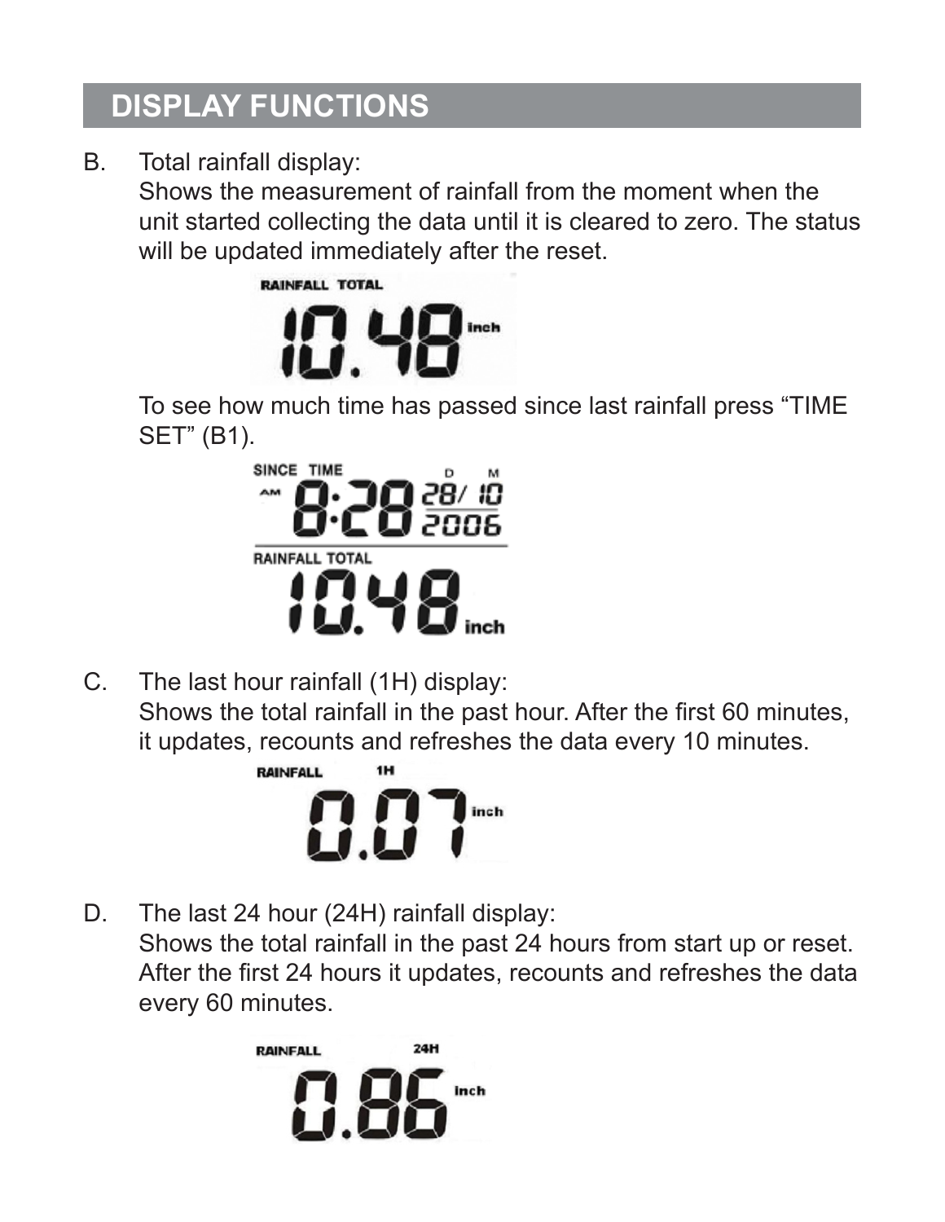## DISPLAY FUNCTIONS

B. Total rainfall display:
Shows the measurement of rainfall from the moment when the unit started collecting the data until it is cleared to zero. The status will be updated immediately after the reset.

To see how much time has passed since last rainfall press “TIME SET” (B1).

C. The last hour rainfall (1H) display:
Shows the total rainfall in the past hour. After the first 60 minutes, it updates, recounts and refreshes the data every 10 minutes.

D. The last 24 hour (24H) rainfall display:
Shows the total rainfall in the past 24 hours from start up or reset. After the first 24 hours it updates, recounts and refreshes the data every 60 minutes.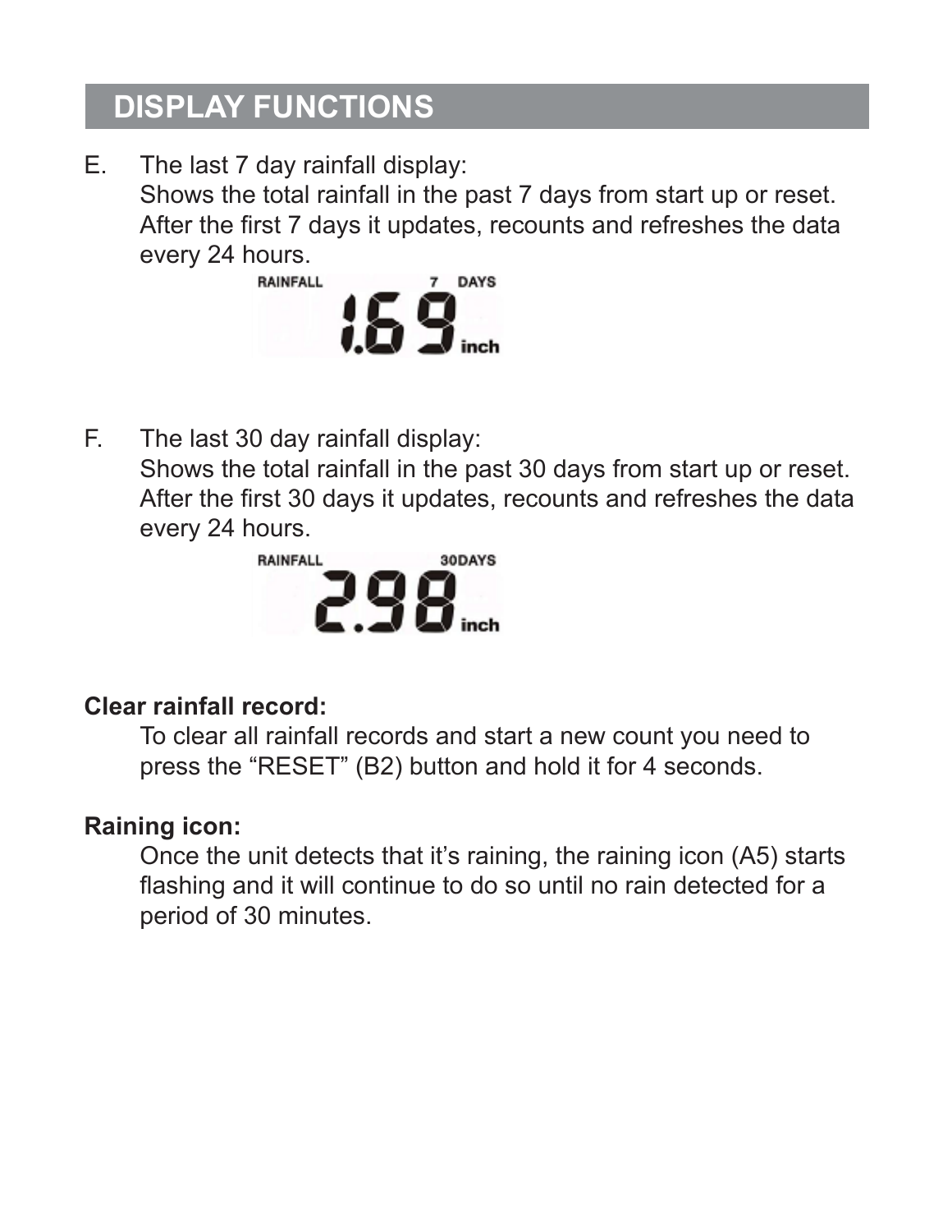## DISPLAY FUNCTIONS

E. The last 7 day rainfall display:
   Shows the total rainfall in the past 7 days from start up or reset. After the first 7 days it updates, recounts and refreshes the data every 24 hours.

   RAINFALL 7 DAYS
   1.69 inch

F. The last 30 day rainfall display:
   Shows the total rainfall in the past 30 days from start up or reset. After the first 30 days it updates, recounts and refreshes the data every 24 hours.

   RAINFALL 30DAYS
   2.98 inch

**Clear rainfall record:**

To clear all rainfall records and start a new count you need to press the "RESET" (B2) button and hold it for 4 seconds.

**Raining icon:**

Once the unit detects that it's raining, the raining icon (A5) starts flashing and it will continue to do so until no rain detected for a period of 30 minutes.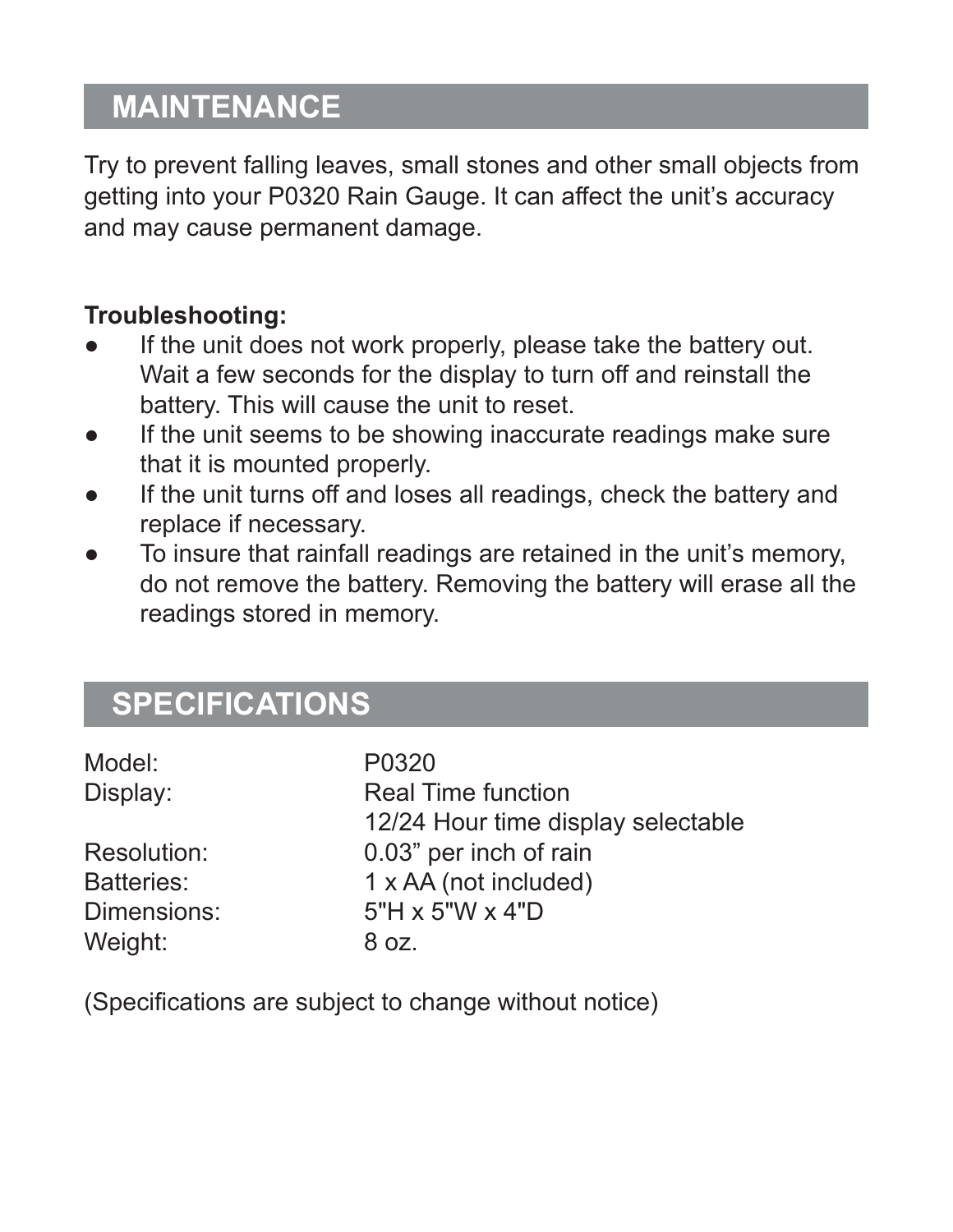## MAINTENANCE

Try to prevent falling leaves, small stones and other small objects from getting into your P0320 Rain Gauge. It can affect the unit's accuracy and may cause permanent damage.

**Troubleshooting:**

- If the unit does not work properly, please take the battery out. Wait a few seconds for the display to turn off and reinstall the battery. This will cause the unit to reset.
- If the unit seems to be showing inaccurate readings make sure that it is mounted properly.
- If the unit turns off and loses all readings, check the battery and replace if necessary.
- To insure that rainfall readings are retained in the unit's memory, do not remove the battery. Removing the battery will erase all the readings stored in memory.

## SPECIFICATIONS

| | |
|---|---|
| Model: | P0320 |
| Display: | Real Time function<br>12/24 Hour time display selectable |
| Resolution: | 0.03" per inch of rain |
| Batteries: | 1 x AA (not included) |
| Dimensions: | 5"H x 5"W x 4"D |
| Weight: | 8 oz. |

(Specifications are subject to change without notice)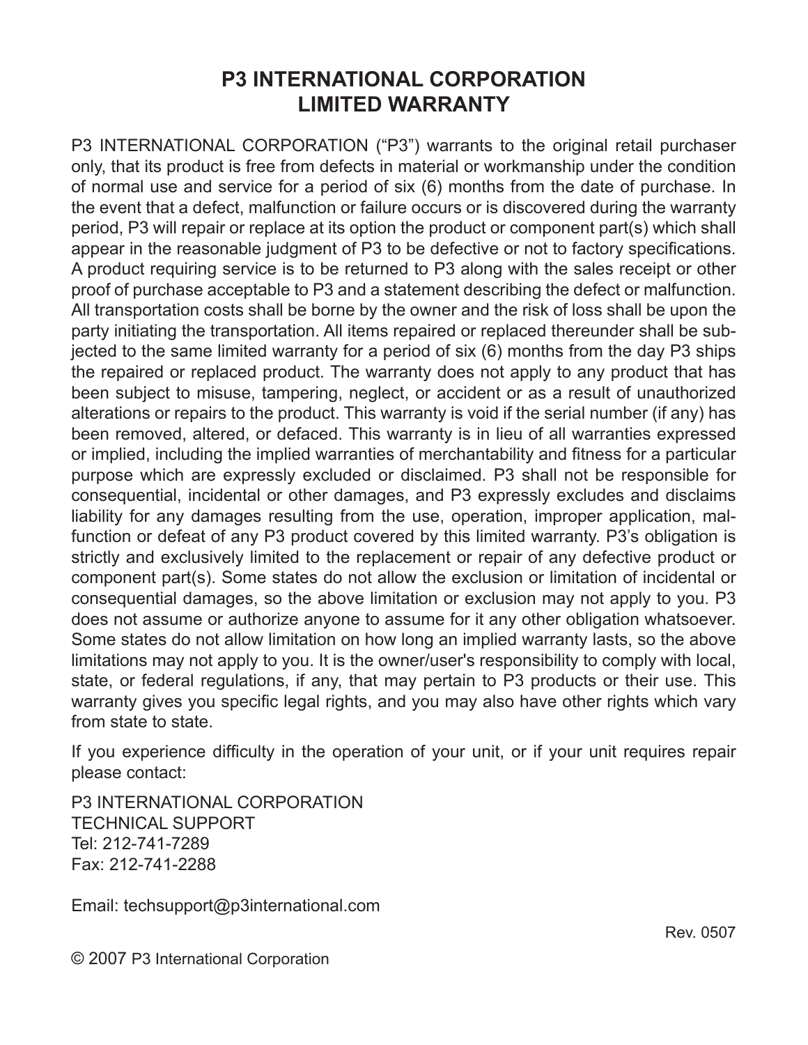# P3 INTERNATIONAL CORPORATION
# LIMITED WARRANTY

P3 INTERNATIONAL CORPORATION (“P3”) warrants to the original retail purchaser only, that its product is free from defects in material or workmanship under the condition of normal use and service for a period of six (6) months from the date of purchase. In the event that a defect, malfunction or failure occurs or is discovered during the warranty period, P3 will repair or replace at its option the product or component part(s) which shall appear in the reasonable judgment of P3 to be defective or not to factory specifications. A product requiring service is to be returned to P3 along with the sales receipt or other proof of purchase acceptable to P3 and a statement describing the defect or malfunction. All transportation costs shall be borne by the owner and the risk of loss shall be upon the party initiating the transportation. All items repaired or replaced thereunder shall be subjected to the same limited warranty for a period of six (6) months from the day P3 ships the repaired or replaced product. The warranty does not apply to any product that has been subject to misuse, tampering, neglect, or accident or as a result of unauthorized alterations or repairs to the product. This warranty is void if the serial number (if any) has been removed, altered, or defaced. This warranty is in lieu of all warranties expressed or implied, including the implied warranties of merchantability and fitness for a particular purpose which are expressly excluded or disclaimed. P3 shall not be responsible for consequential, incidental or other damages, and P3 expressly excludes and disclaims liability for any damages resulting from the use, operation, improper application, malfunction or defeat of any P3 product covered by this limited warranty. P3’s obligation is strictly and exclusively limited to the replacement or repair of any defective product or component part(s). Some states do not allow the exclusion or limitation of incidental or consequential damages, so the above limitation or exclusion may not apply to you. P3 does not assume or authorize anyone to assume for it any other obligation whatsoever. Some states do not allow limitation on how long an implied warranty lasts, so the above limitations may not apply to you. It is the owner/user's responsibility to comply with local, state, or federal regulations, if any, that may pertain to P3 products or their use. This warranty gives you specific legal rights, and you may also have other rights which vary from state to state.

If you experience difficulty in the operation of your unit, or if your unit requires repair please contact:

P3 INTERNATIONAL CORPORATION  
TECHNICAL SUPPORT  
Tel: 212-741-7289  
Fax: 212-741-2288

Email: techsupport@p3international.com

Rev. 0507

© 2007 P3 International Corporation